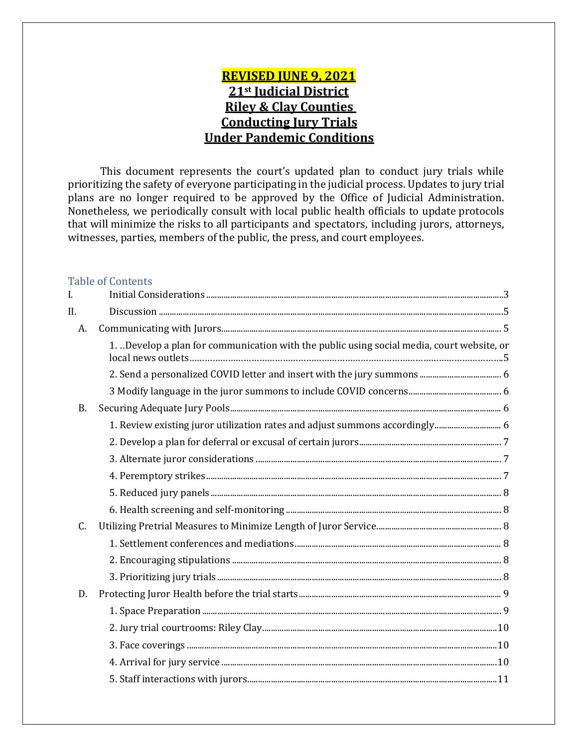# REVISED JUNE 9, 2021
# 21st Judicial District
# Riley & Clay Counties
# Conducting Jury Trials
# Under Pandemic Conditions

This document represents the court's updated plan to conduct jury trials while prioritizing the safety of everyone participating in the judicial process. Updates to jury trial plans are no longer required to be approved by the Office of Judicial Administration. Nonetheless, we periodically consult with local public health officials to update protocols that will minimize the risks to all participants and spectators, including jurors, attorneys, witnesses, parties, members of the public, the press, and court employees.

## Table of Contents

I. Initial Considerations ........ 3

II. Discussion ........ 5

- A. Communicating with Jurors ........ 5
  - 1. ..Develop a plan for communication with the public using social media, court website, or local news outlets ........ 5
  - 2. Send a personalized COVID letter and insert with the jury summons ........ 6
  - 3 Modify language in the juror summons to include COVID concerns ........ 6
- B. Securing Adequate Jury Pools ........ 6
  - 1. Review existing juror utilization rates and adjust summons accordingly ........ 6
  - 2. Develop a plan for deferral or excusal of certain jurors ........ 7
  - 3. Alternate juror considerations ........ 7
  - 4. Peremptory strikes ........ 7
  - 5. Reduced jury panels ........ 8
  - 6. Health screening and self-monitoring ........ 8
- C. Utilizing Pretrial Measures to Minimize Length of Juror Service ........ 8
  - 1. Settlement conferences and mediations ........ 8
  - 2. Encouraging stipulations ........ 8
  - 3. Prioritizing jury trials ........ 8
- D. Protecting Juror Health before the trial starts ........ 9
  - 1. Space Preparation ........ 9
  - 2. Jury trial courtrooms: Riley Clay ........ 10
  - 3. Face coverings ........ 10
  - 4. Arrival for jury service ........ 10
  - 5. Staff interactions with jurors ........ 11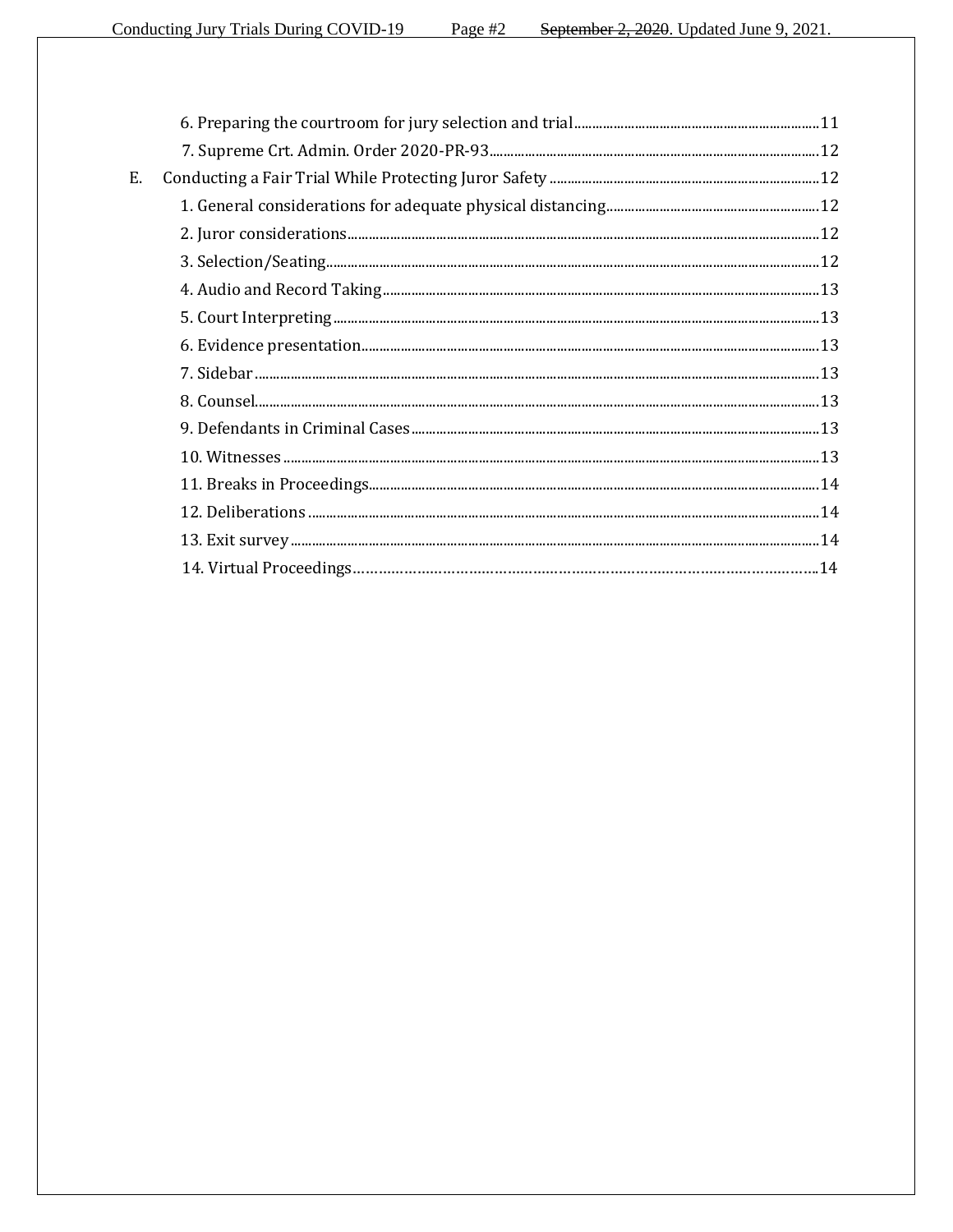6. Preparing the courtroom for jury selection and trial ..... 11

7. Supreme Crt. Admin. Order 2020-PR-93 ..... 12

E. Conducting a Fair Trial While Protecting Juror Safety ..... 12

1. General considerations for adequate physical distancing ..... 12

2. Juror considerations ..... 12

3. Selection/Seating ..... 12

4. Audio and Record Taking ..... 13

5. Court Interpreting ..... 13

6. Evidence presentation ..... 13

7. Sidebar ..... 13

8. Counsel ..... 13

9. Defendants in Criminal Cases ..... 13

10. Witnesses ..... 13

11. Breaks in Proceedings ..... 14

12. Deliberations ..... 14

13. Exit survey ..... 14

14. Virtual Proceedings ..... 14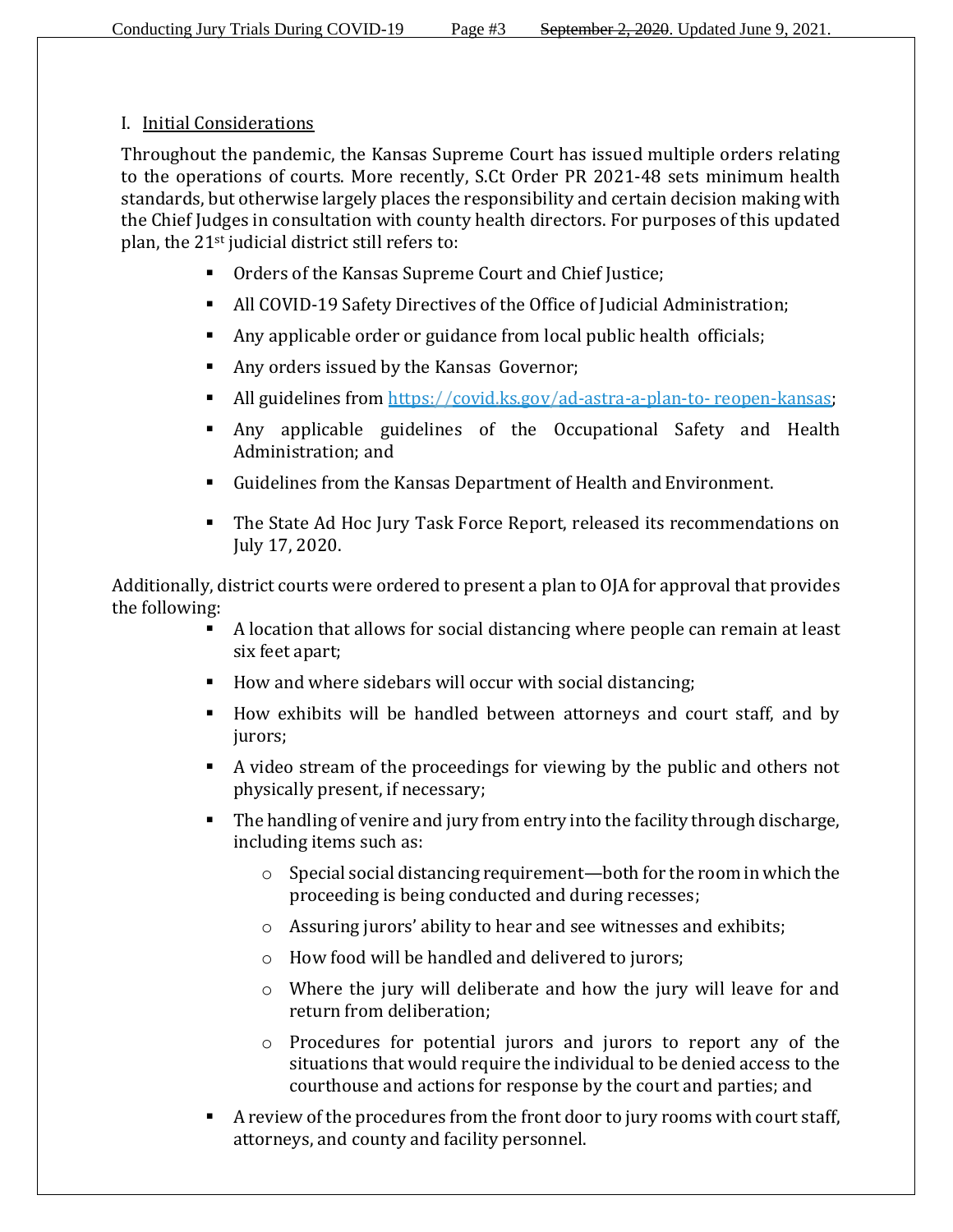## I. Initial Considerations

Throughout the pandemic, the Kansas Supreme Court has issued multiple orders relating to the operations of courts. More recently, S.Ct Order PR 2021-48 sets minimum health standards, but otherwise largely places the responsibility and certain decision making with the Chief Judges in consultation with county health directors. For purposes of this updated plan, the 21st judicial district still refers to:

- Orders of the Kansas Supreme Court and Chief Justice;
- All COVID-19 Safety Directives of the Office of Judicial Administration;
- Any applicable order or guidance from local public health officials;
- Any orders issued by the Kansas Governor;
- All guidelines from [https://covid.ks.gov/ad-astra-a-plan-to- reopen-kansas](https://covid.ks.gov/ad-astra-a-plan-to-reopen-kansas);
- Any applicable guidelines of the Occupational Safety and Health Administration; and
- Guidelines from the Kansas Department of Health and Environment.
- The State Ad Hoc Jury Task Force Report, released its recommendations on July 17, 2020.

Additionally, district courts were ordered to present a plan to OJA for approval that provides the following:

- A location that allows for social distancing where people can remain at least six feet apart;
- How and where sidebars will occur with social distancing;
- How exhibits will be handled between attorneys and court staff, and by jurors;
- A video stream of the proceedings for viewing by the public and others not physically present, if necessary;
- The handling of venire and jury from entry into the facility through discharge, including items such as:
  - Special social distancing requirement—both for the room in which the proceeding is being conducted and during recesses;
  - Assuring jurors' ability to hear and see witnesses and exhibits;
  - How food will be handled and delivered to jurors;
  - Where the jury will deliberate and how the jury will leave for and return from deliberation;
  - Procedures for potential jurors and jurors to report any of the situations that would require the individual to be denied access to the courthouse and actions for response by the court and parties; and
- A review of the procedures from the front door to jury rooms with court staff, attorneys, and county and facility personnel.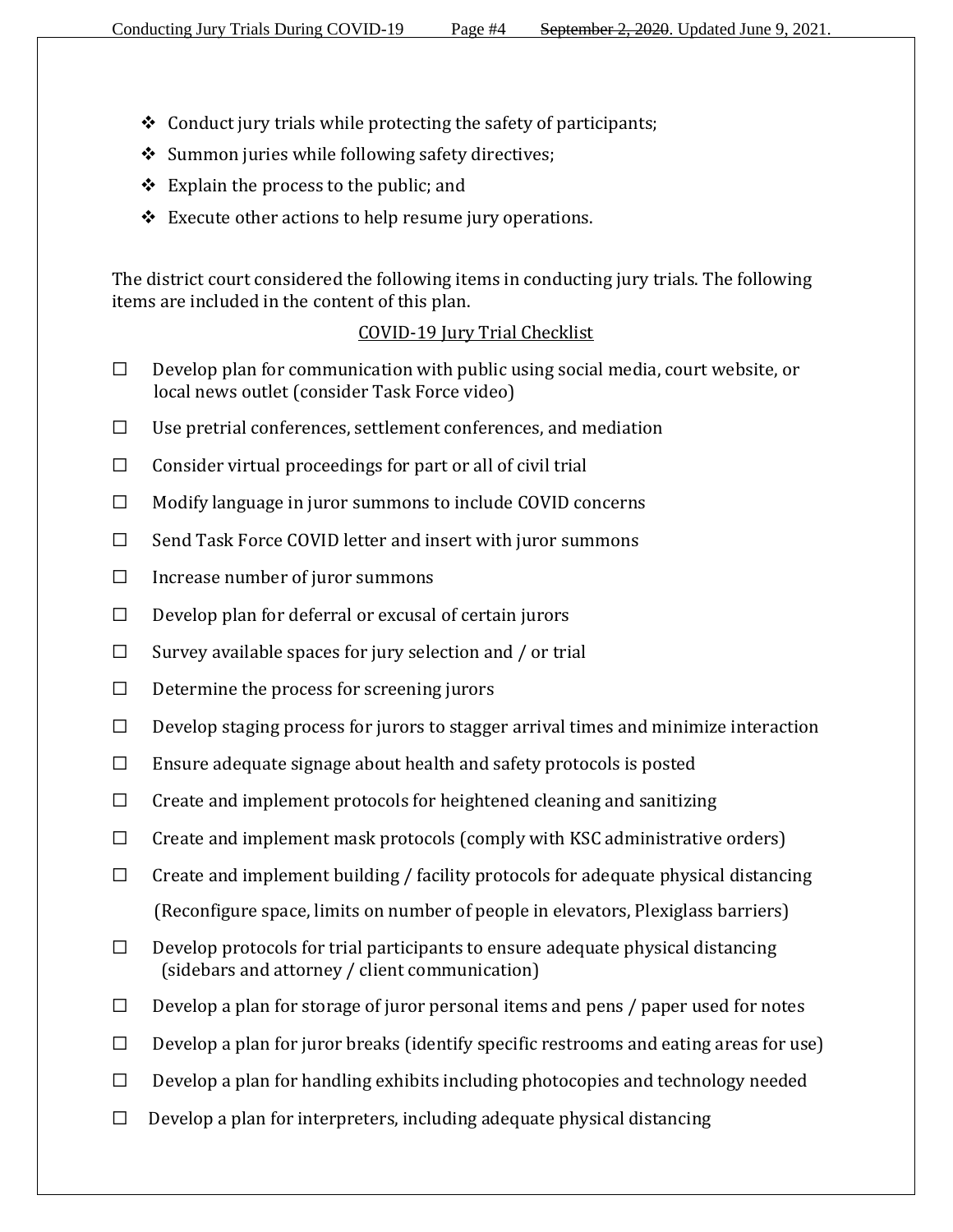- ❖ Conduct jury trials while protecting the safety of participants;
- ❖ Summon juries while following safety directives;
- ❖ Explain the process to the public; and
- ❖ Execute other actions to help resume jury operations.

The district court considered the following items in conducting jury trials. The following items are included in the content of this plan.

<u>COVID-19 Jury Trial Checklist</u>

- ☐ Develop plan for communication with public using social media, court website, or local news outlet (consider Task Force video)
- ☐ Use pretrial conferences, settlement conferences, and mediation
- ☐ Consider virtual proceedings for part or all of civil trial
- ☐ Modify language in juror summons to include COVID concerns
- ☐ Send Task Force COVID letter and insert with juror summons
- ☐ Increase number of juror summons
- ☐ Develop plan for deferral or excusal of certain jurors
- ☐ Survey available spaces for jury selection and / or trial
- ☐ Determine the process for screening jurors
- ☐ Develop staging process for jurors to stagger arrival times and minimize interaction
- ☐ Ensure adequate signage about health and safety protocols is posted
- ☐ Create and implement protocols for heightened cleaning and sanitizing
- ☐ Create and implement mask protocols (comply with KSC administrative orders)
- ☐ Create and implement building / facility protocols for adequate physical distancing (Reconfigure space, limits on number of people in elevators, Plexiglass barriers)
- ☐ Develop protocols for trial participants to ensure adequate physical distancing (sidebars and attorney / client communication)
- ☐ Develop a plan for storage of juror personal items and pens / paper used for notes
- ☐ Develop a plan for juror breaks (identify specific restrooms and eating areas for use)
- ☐ Develop a plan for handling exhibits including photocopies and technology needed
- ☐ Develop a plan for interpreters, including adequate physical distancing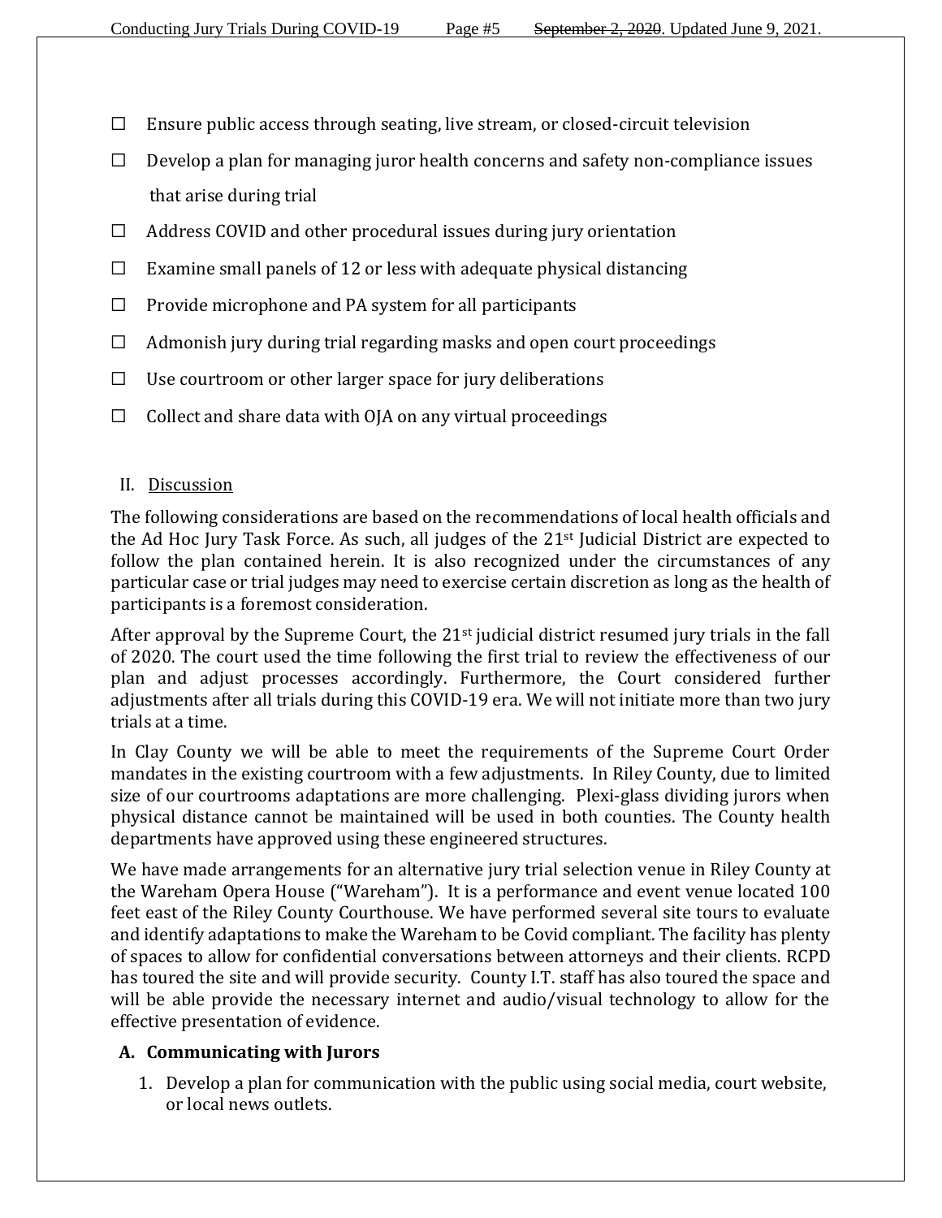- ☐ Ensure public access through seating, live stream, or closed-circuit television
- ☐ Develop a plan for managing juror health concerns and safety non-compliance issues that arise during trial
- ☐ Address COVID and other procedural issues during jury orientation
- ☐ Examine small panels of 12 or less with adequate physical distancing
- ☐ Provide microphone and PA system for all participants
- ☐ Admonish jury during trial regarding masks and open court proceedings
- ☐ Use courtroom or other larger space for jury deliberations
- ☐ Collect and share data with OJA on any virtual proceedings

## II. Discussion

The following considerations are based on the recommendations of local health officials and the Ad Hoc Jury Task Force. As such, all judges of the 21st Judicial District are expected to follow the plan contained herein. It is also recognized under the circumstances of any particular case or trial judges may need to exercise certain discretion as long as the health of participants is a foremost consideration.

After approval by the Supreme Court, the 21st judicial district resumed jury trials in the fall of 2020. The court used the time following the first trial to review the effectiveness of our plan and adjust processes accordingly. Furthermore, the Court considered further adjustments after all trials during this COVID-19 era. We will not initiate more than two jury trials at a time.

In Clay County we will be able to meet the requirements of the Supreme Court Order mandates in the existing courtroom with a few adjustments. In Riley County, due to limited size of our courtrooms adaptations are more challenging. Plexi-glass dividing jurors when physical distance cannot be maintained will be used in both counties. The County health departments have approved using these engineered structures.

We have made arrangements for an alternative jury trial selection venue in Riley County at the Wareham Opera House ("Wareham"). It is a performance and event venue located 100 feet east of the Riley County Courthouse. We have performed several site tours to evaluate and identify adaptations to make the Wareham to be Covid compliant. The facility has plenty of spaces to allow for confidential conversations between attorneys and their clients. RCPD has toured the site and will provide security. County I.T. staff has also toured the space and will be able provide the necessary internet and audio/visual technology to allow for the effective presentation of evidence.

### A. Communicating with Jurors

1. Develop a plan for communication with the public using social media, court website, or local news outlets.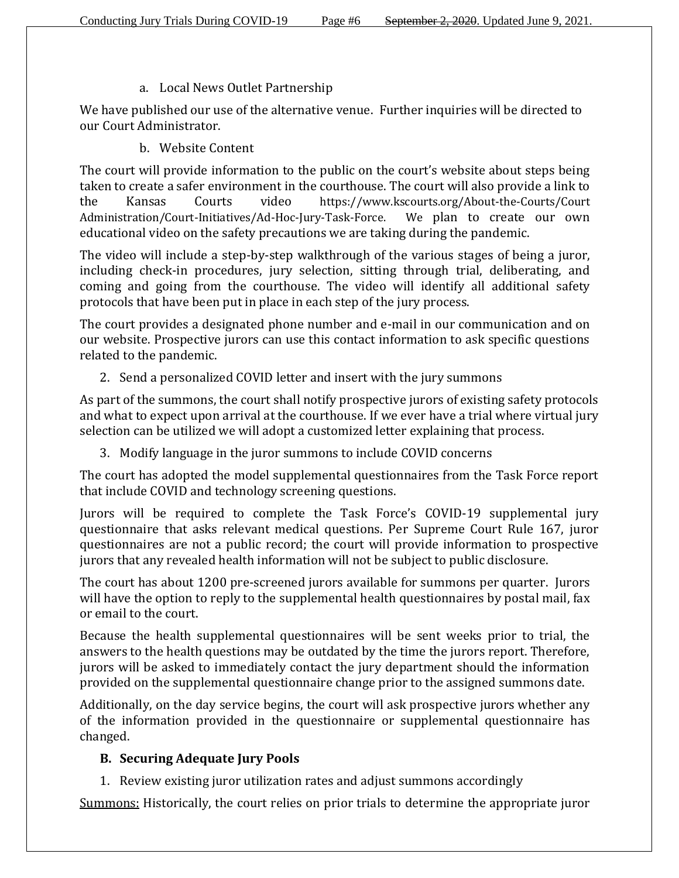a. Local News Outlet Partnership

We have published our use of the alternative venue. Further inquiries will be directed to our Court Administrator.

b. Website Content

The court will provide information to the public on the court's website about steps being taken to create a safer environment in the courthouse. The court will also provide a link to the Kansas Courts video https://www.kscourts.org/About-the-Courts/Court Administration/Court-Initiatives/Ad-Hoc-Jury-Task-Force. We plan to create our own educational video on the safety precautions we are taking during the pandemic.

The video will include a step-by-step walkthrough of the various stages of being a juror, including check-in procedures, jury selection, sitting through trial, deliberating, and coming and going from the courthouse. The video will identify all additional safety protocols that have been put in place in each step of the jury process.

The court provides a designated phone number and e-mail in our communication and on our website. Prospective jurors can use this contact information to ask specific questions related to the pandemic.

2. Send a personalized COVID letter and insert with the jury summons

As part of the summons, the court shall notify prospective jurors of existing safety protocols and what to expect upon arrival at the courthouse. If we ever have a trial where virtual jury selection can be utilized we will adopt a customized letter explaining that process.

3. Modify language in the juror summons to include COVID concerns

The court has adopted the model supplemental questionnaires from the Task Force report that include COVID and technology screening questions.

Jurors will be required to complete the Task Force's COVID-19 supplemental jury questionnaire that asks relevant medical questions. Per Supreme Court Rule 167, juror questionnaires are not a public record; the court will provide information to prospective jurors that any revealed health information will not be subject to public disclosure.

The court has about 1200 pre-screened jurors available for summons per quarter. Jurors will have the option to reply to the supplemental health questionnaires by postal mail, fax or email to the court.

Because the health supplemental questionnaires will be sent weeks prior to trial, the answers to the health questions may be outdated by the time the jurors report. Therefore, jurors will be asked to immediately contact the jury department should the information provided on the supplemental questionnaire change prior to the assigned summons date.

Additionally, on the day service begins, the court will ask prospective jurors whether any of the information provided in the questionnaire or supplemental questionnaire has changed.

**B. Securing Adequate Jury Pools**

1. Review existing juror utilization rates and adjust summons accordingly

Summons: Historically, the court relies on prior trials to determine the appropriate juror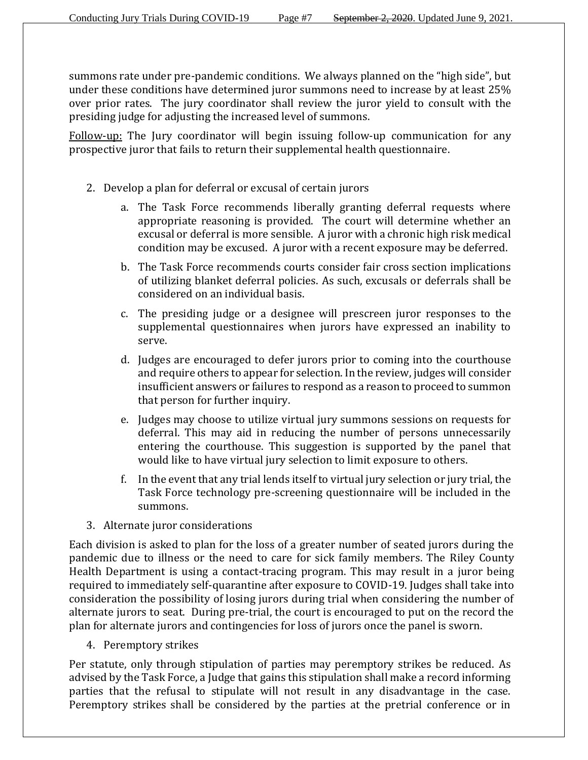summons rate under pre-pandemic conditions. We always planned on the "high side", but under these conditions have determined juror summons need to increase by at least 25% over prior rates. The jury coordinator shall review the juror yield to consult with the presiding judge for adjusting the increased level of summons.

Follow-up: The Jury coordinator will begin issuing follow-up communication for any prospective juror that fails to return their supplemental health questionnaire.

2. Develop a plan for deferral or excusal of certain jurors

    a. The Task Force recommends liberally granting deferral requests where appropriate reasoning is provided. The court will determine whether an excusal or deferral is more sensible. A juror with a chronic high risk medical condition may be excused. A juror with a recent exposure may be deferred.

    b. The Task Force recommends courts consider fair cross section implications of utilizing blanket deferral policies. As such, excusals or deferrals shall be considered on an individual basis.

    c. The presiding judge or a designee will prescreen juror responses to the supplemental questionnaires when jurors have expressed an inability to serve.

    d. Judges are encouraged to defer jurors prior to coming into the courthouse and require others to appear for selection. In the review, judges will consider insufficient answers or failures to respond as a reason to proceed to summon that person for further inquiry.

    e. Judges may choose to utilize virtual jury summons sessions on requests for deferral. This may aid in reducing the number of persons unnecessarily entering the courthouse. This suggestion is supported by the panel that would like to have virtual jury selection to limit exposure to others.

    f. In the event that any trial lends itself to virtual jury selection or jury trial, the Task Force technology pre-screening questionnaire will be included in the summons.

3. Alternate juror considerations

Each division is asked to plan for the loss of a greater number of seated jurors during the pandemic due to illness or the need to care for sick family members. The Riley County Health Department is using a contact-tracing program. This may result in a juror being required to immediately self-quarantine after exposure to COVID-19. Judges shall take into consideration the possibility of losing jurors during trial when considering the number of alternate jurors to seat. During pre-trial, the court is encouraged to put on the record the plan for alternate jurors and contingencies for loss of jurors once the panel is sworn.

4. Peremptory strikes

Per statute, only through stipulation of parties may peremptory strikes be reduced. As advised by the Task Force, a Judge that gains this stipulation shall make a record informing parties that the refusal to stipulate will not result in any disadvantage in the case. Peremptory strikes shall be considered by the parties at the pretrial conference or in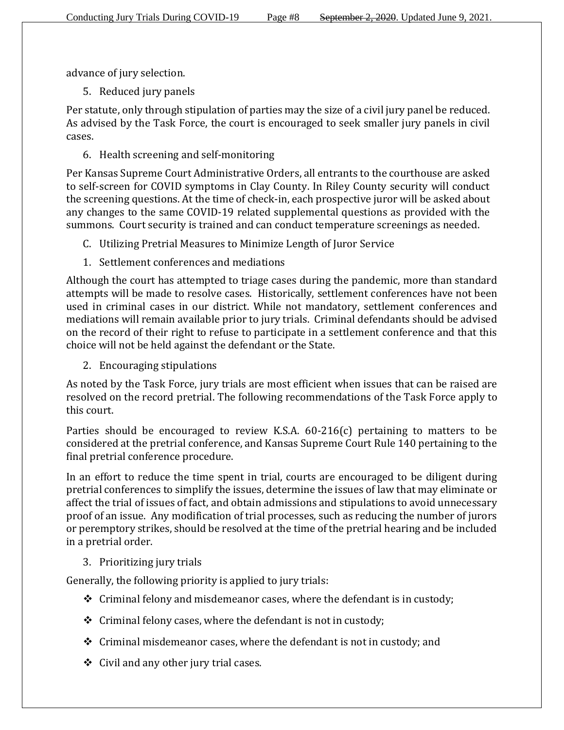advance of jury selection.

5. Reduced jury panels

Per statute, only through stipulation of parties may the size of a civil jury panel be reduced. As advised by the Task Force, the court is encouraged to seek smaller jury panels in civil cases.

6. Health screening and self-monitoring

Per Kansas Supreme Court Administrative Orders, all entrants to the courthouse are asked to self-screen for COVID symptoms in Clay County. In Riley County security will conduct the screening questions. At the time of check-in, each prospective juror will be asked about any changes to the same COVID-19 related supplemental questions as provided with the summons. Court security is trained and can conduct temperature screenings as needed.

C. Utilizing Pretrial Measures to Minimize Length of Juror Service

1. Settlement conferences and mediations

Although the court has attempted to triage cases during the pandemic, more than standard attempts will be made to resolve cases. Historically, settlement conferences have not been used in criminal cases in our district. While not mandatory, settlement conferences and mediations will remain available prior to jury trials. Criminal defendants should be advised on the record of their right to refuse to participate in a settlement conference and that this choice will not be held against the defendant or the State.

2. Encouraging stipulations

As noted by the Task Force, jury trials are most efficient when issues that can be raised are resolved on the record pretrial. The following recommendations of the Task Force apply to this court.

Parties should be encouraged to review K.S.A. 60-216(c) pertaining to matters to be considered at the pretrial conference, and Kansas Supreme Court Rule 140 pertaining to the final pretrial conference procedure.

In an effort to reduce the time spent in trial, courts are encouraged to be diligent during pretrial conferences to simplify the issues, determine the issues of law that may eliminate or affect the trial of issues of fact, and obtain admissions and stipulations to avoid unnecessary proof of an issue. Any modification of trial processes, such as reducing the number of jurors or peremptory strikes, should be resolved at the time of the pretrial hearing and be included in a pretrial order.

3. Prioritizing jury trials

Generally, the following priority is applied to jury trials:

- Criminal felony and misdemeanor cases, where the defendant is in custody;
- Criminal felony cases, where the defendant is not in custody;
- Criminal misdemeanor cases, where the defendant is not in custody; and
- Civil and any other jury trial cases.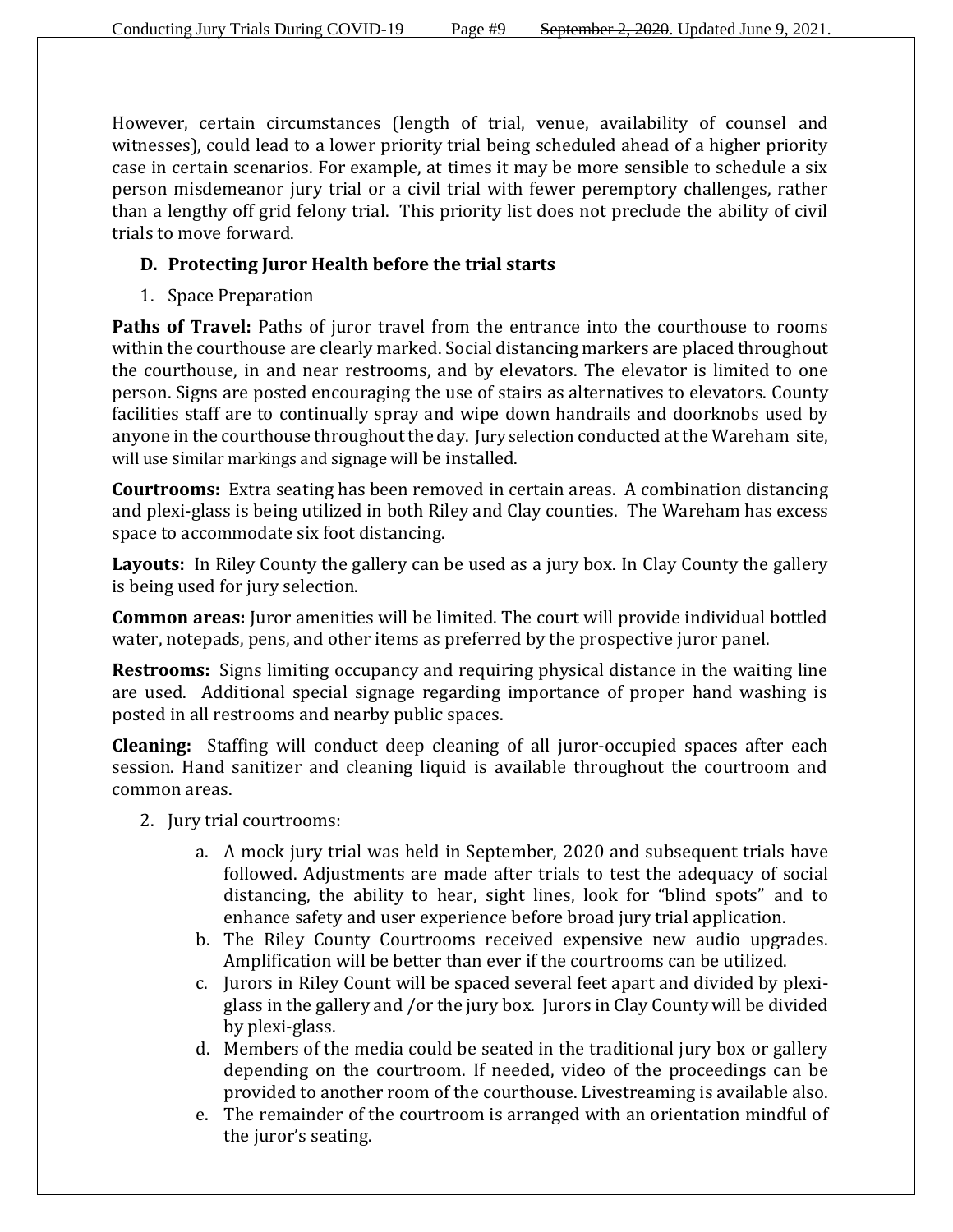However, certain circumstances (length of trial, venue, availability of counsel and witnesses), could lead to a lower priority trial being scheduled ahead of a higher priority case in certain scenarios. For example, at times it may be more sensible to schedule a six person misdemeanor jury trial or a civil trial with fewer peremptory challenges, rather than a lengthy off grid felony trial. This priority list does not preclude the ability of civil trials to move forward.

### D. Protecting Juror Health before the trial starts

1. Space Preparation

**Paths of Travel:** Paths of juror travel from the entrance into the courthouse to rooms within the courthouse are clearly marked. Social distancing markers are placed throughout the courthouse, in and near restrooms, and by elevators. The elevator is limited to one person. Signs are posted encouraging the use of stairs as alternatives to elevators. County facilities staff are to continually spray and wipe down handrails and doorknobs used by anyone in the courthouse throughout the day. Jury selection conducted at the Wareham site, will use similar markings and signage will be installed.

**Courtrooms:** Extra seating has been removed in certain areas. A combination distancing and plexi-glass is being utilized in both Riley and Clay counties. The Wareham has excess space to accommodate six foot distancing.

**Layouts:** In Riley County the gallery can be used as a jury box. In Clay County the gallery is being used for jury selection.

**Common areas:** Juror amenities will be limited. The court will provide individual bottled water, notepads, pens, and other items as preferred by the prospective juror panel.

**Restrooms:** Signs limiting occupancy and requiring physical distance in the waiting line are used. Additional special signage regarding importance of proper hand washing is posted in all restrooms and nearby public spaces.

**Cleaning:** Staffing will conduct deep cleaning of all juror-occupied spaces after each session. Hand sanitizer and cleaning liquid is available throughout the courtroom and common areas.

2. Jury trial courtrooms:
   a. A mock jury trial was held in September, 2020 and subsequent trials have followed. Adjustments are made after trials to test the adequacy of social distancing, the ability to hear, sight lines, look for "blind spots" and to enhance safety and user experience before broad jury trial application.
   b. The Riley County Courtrooms received expensive new audio upgrades. Amplification will be better than ever if the courtrooms can be utilized.
   c. Jurors in Riley Count will be spaced several feet apart and divided by plexi-glass in the gallery and /or the jury box. Jurors in Clay County will be divided by plexi-glass.
   d. Members of the media could be seated in the traditional jury box or gallery depending on the courtroom. If needed, video of the proceedings can be provided to another room of the courthouse. Livestreaming is available also.
   e. The remainder of the courtroom is arranged with an orientation mindful of the juror's seating.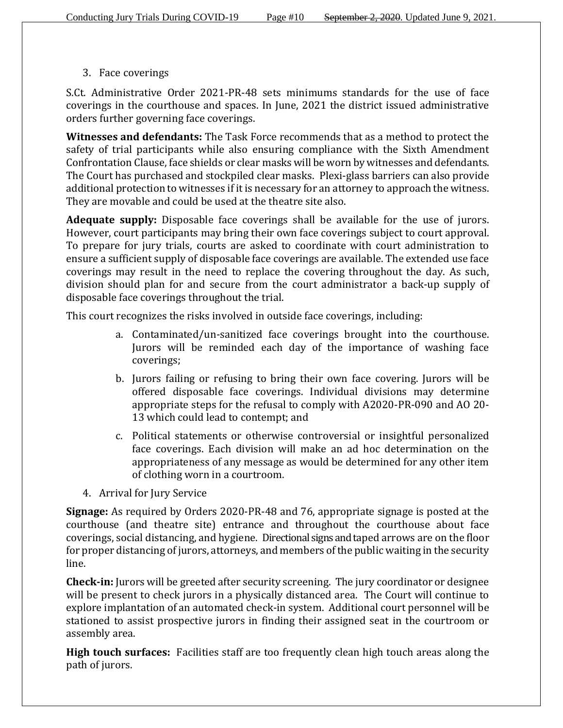3. Face coverings

S.Ct. Administrative Order 2021-PR-48 sets minimums standards for the use of face coverings in the courthouse and spaces. In June, 2021 the district issued administrative orders further governing face coverings.

**Witnesses and defendants:** The Task Force recommends that as a method to protect the safety of trial participants while also ensuring compliance with the Sixth Amendment Confrontation Clause, face shields or clear masks will be worn by witnesses and defendants. The Court has purchased and stockpiled clear masks. Plexi-glass barriers can also provide additional protection to witnesses if it is necessary for an attorney to approach the witness. They are movable and could be used at the theatre site also.

**Adequate supply:** Disposable face coverings shall be available for the use of jurors. However, court participants may bring their own face coverings subject to court approval. To prepare for jury trials, courts are asked to coordinate with court administration to ensure a sufficient supply of disposable face coverings are available. The extended use face coverings may result in the need to replace the covering throughout the day. As such, division should plan for and secure from the court administrator a back-up supply of disposable face coverings throughout the trial.

This court recognizes the risks involved in outside face coverings, including:

a. Contaminated/un-sanitized face coverings brought into the courthouse. Jurors will be reminded each day of the importance of washing face coverings;
b. Jurors failing or refusing to bring their own face covering. Jurors will be offered disposable face coverings. Individual divisions may determine appropriate steps for the refusal to comply with A2020-PR-090 and AO 20-13 which could lead to contempt; and
c. Political statements or otherwise controversial or insightful personalized face coverings. Each division will make an ad hoc determination on the appropriateness of any message as would be determined for any other item of clothing worn in a courtroom.

4. Arrival for Jury Service

**Signage:** As required by Orders 2020-PR-48 and 76, appropriate signage is posted at the courthouse (and theatre site) entrance and throughout the courthouse about face coverings, social distancing, and hygiene. Directional signs and taped arrows are on the floor for proper distancing of jurors, attorneys, and members of the public waiting in the security line.

**Check-in:** Jurors will be greeted after security screening. The jury coordinator or designee will be present to check jurors in a physically distanced area. The Court will continue to explore implantation of an automated check-in system. Additional court personnel will be stationed to assist prospective jurors in finding their assigned seat in the courtroom or assembly area.

**High touch surfaces:** Facilities staff are too frequently clean high touch areas along the path of jurors.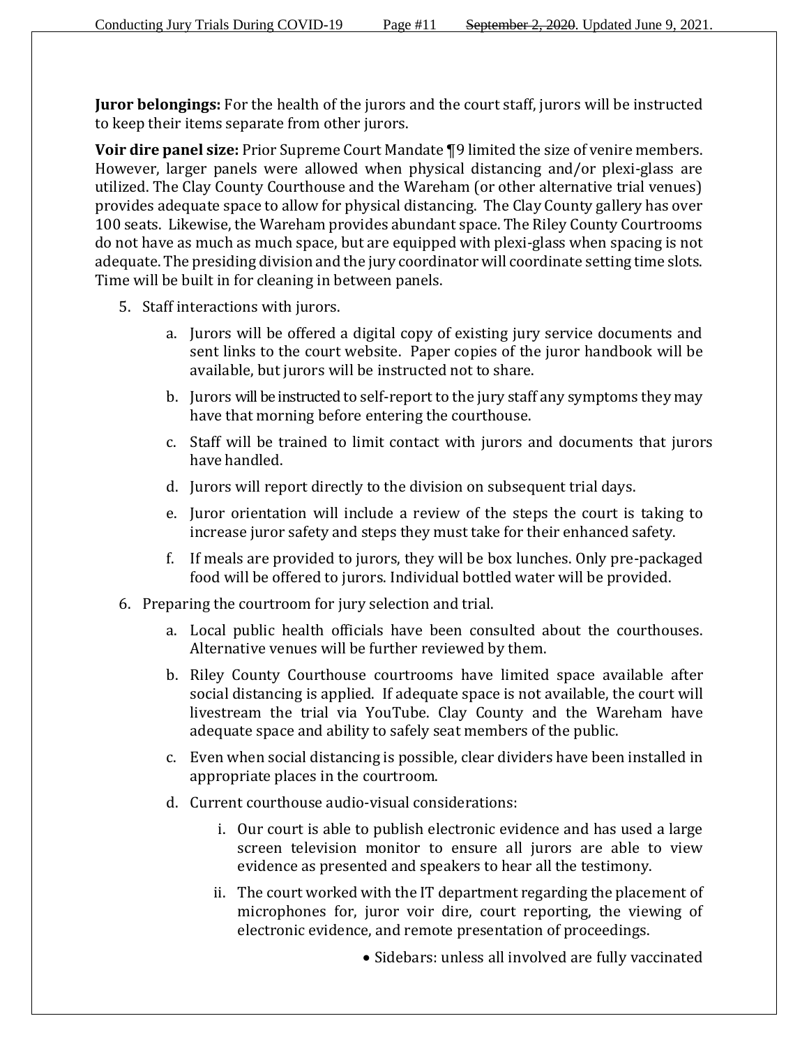**Juror belongings:** For the health of the jurors and the court staff, jurors will be instructed to keep their items separate from other jurors.

**Voir dire panel size:** Prior Supreme Court Mandate ¶9 limited the size of venire members. However, larger panels were allowed when physical distancing and/or plexi-glass are utilized. The Clay County Courthouse and the Wareham (or other alternative trial venues) provides adequate space to allow for physical distancing. The Clay County gallery has over 100 seats. Likewise, the Wareham provides abundant space. The Riley County Courtrooms do not have as much as much space, but are equipped with plexi-glass when spacing is not adequate. The presiding division and the jury coordinator will coordinate setting time slots. Time will be built in for cleaning in between panels.

5. Staff interactions with jurors.
    a. Jurors will be offered a digital copy of existing jury service documents and sent links to the court website. Paper copies of the juror handbook will be available, but jurors will be instructed not to share.
    b. Jurors will be instructed to self-report to the jury staff any symptoms they may have that morning before entering the courthouse.
    c. Staff will be trained to limit contact with jurors and documents that jurors have handled.
    d. Jurors will report directly to the division on subsequent trial days.
    e. Juror orientation will include a review of the steps the court is taking to increase juror safety and steps they must take for their enhanced safety.
    f. If meals are provided to jurors, they will be box lunches. Only pre-packaged food will be offered to jurors. Individual bottled water will be provided.
6. Preparing the courtroom for jury selection and trial.
    a. Local public health officials have been consulted about the courthouses. Alternative venues will be further reviewed by them.
    b. Riley County Courthouse courtrooms have limited space available after social distancing is applied. If adequate space is not available, the court will livestream the trial via YouTube. Clay County and the Wareham have adequate space and ability to safely seat members of the public.
    c. Even when social distancing is possible, clear dividers have been installed in appropriate places in the courtroom.
    d. Current courthouse audio-visual considerations:
        i. Our court is able to publish electronic evidence and has used a large screen television monitor to ensure all jurors are able to view evidence as presented and speakers to hear all the testimony.
        ii. The court worked with the IT department regarding the placement of microphones for, juror voir dire, court reporting, the viewing of electronic evidence, and remote presentation of proceedings.
            - Sidebars: unless all involved are fully vaccinated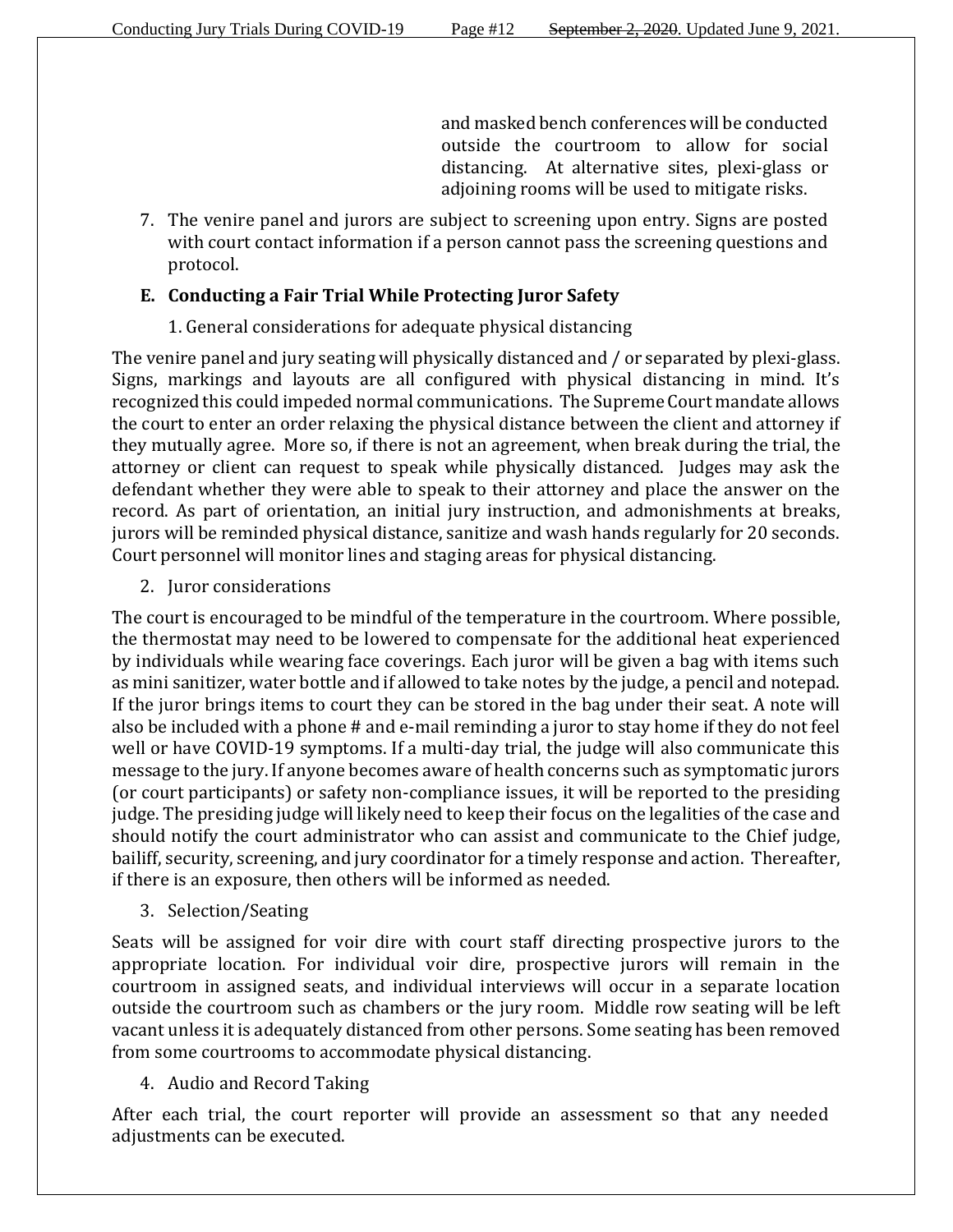and masked bench conferences will be conducted outside the courtroom to allow for social distancing. At alternative sites, plexi-glass or adjoining rooms will be used to mitigate risks.

7. The venire panel and jurors are subject to screening upon entry. Signs are posted with court contact information if a person cannot pass the screening questions and protocol.

### E. Conducting a Fair Trial While Protecting Juror Safety

1. General considerations for adequate physical distancing

The venire panel and jury seating will physically distanced and / or separated by plexi-glass. Signs, markings and layouts are all configured with physical distancing in mind. It's recognized this could impeded normal communications. The Supreme Court mandate allows the court to enter an order relaxing the physical distance between the client and attorney if they mutually agree. More so, if there is not an agreement, when break during the trial, the attorney or client can request to speak while physically distanced. Judges may ask the defendant whether they were able to speak to their attorney and place the answer on the record. As part of orientation, an initial jury instruction, and admonishments at breaks, jurors will be reminded physical distance, sanitize and wash hands regularly for 20 seconds. Court personnel will monitor lines and staging areas for physical distancing.

2. Juror considerations

The court is encouraged to be mindful of the temperature in the courtroom. Where possible, the thermostat may need to be lowered to compensate for the additional heat experienced by individuals while wearing face coverings. Each juror will be given a bag with items such as mini sanitizer, water bottle and if allowed to take notes by the judge, a pencil and notepad. If the juror brings items to court they can be stored in the bag under their seat. A note will also be included with a phone # and e-mail reminding a juror to stay home if they do not feel well or have COVID-19 symptoms. If a multi-day trial, the judge will also communicate this message to the jury. If anyone becomes aware of health concerns such as symptomatic jurors (or court participants) or safety non-compliance issues, it will be reported to the presiding judge. The presiding judge will likely need to keep their focus on the legalities of the case and should notify the court administrator who can assist and communicate to the Chief judge, bailiff, security, screening, and jury coordinator for a timely response and action. Thereafter, if there is an exposure, then others will be informed as needed.

3. Selection/Seating

Seats will be assigned for voir dire with court staff directing prospective jurors to the appropriate location. For individual voir dire, prospective jurors will remain in the courtroom in assigned seats, and individual interviews will occur in a separate location outside the courtroom such as chambers or the jury room. Middle row seating will be left vacant unless it is adequately distanced from other persons. Some seating has been removed from some courtrooms to accommodate physical distancing.

4. Audio and Record Taking

After each trial, the court reporter will provide an assessment so that any needed adjustments can be executed.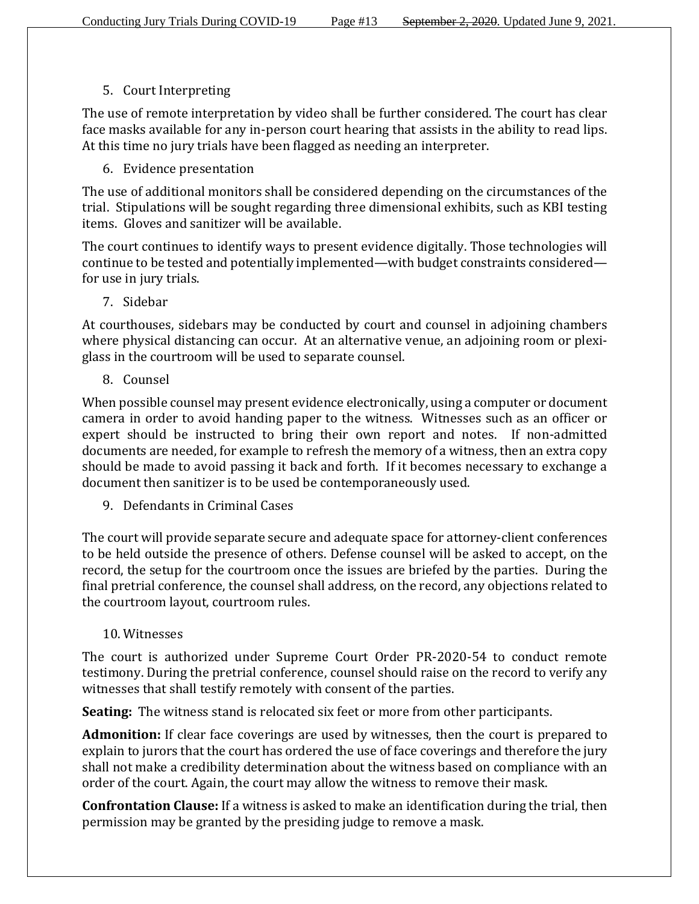5. Court Interpreting

The use of remote interpretation by video shall be further considered. The court has clear face masks available for any in-person court hearing that assists in the ability to read lips. At this time no jury trials have been flagged as needing an interpreter.

6. Evidence presentation

The use of additional monitors shall be considered depending on the circumstances of the trial. Stipulations will be sought regarding three dimensional exhibits, such as KBI testing items. Gloves and sanitizer will be available.

The court continues to identify ways to present evidence digitally. Those technologies will continue to be tested and potentially implemented—with budget constraints considered—for use in jury trials.

7. Sidebar

At courthouses, sidebars may be conducted by court and counsel in adjoining chambers where physical distancing can occur. At an alternative venue, an adjoining room or plexi-glass in the courtroom will be used to separate counsel.

8. Counsel

When possible counsel may present evidence electronically, using a computer or document camera in order to avoid handing paper to the witness. Witnesses such as an officer or expert should be instructed to bring their own report and notes. If non-admitted documents are needed, for example to refresh the memory of a witness, then an extra copy should be made to avoid passing it back and forth. If it becomes necessary to exchange a document then sanitizer is to be used be contemporaneously used.

9. Defendants in Criminal Cases

The court will provide separate secure and adequate space for attorney-client conferences to be held outside the presence of others. Defense counsel will be asked to accept, on the record, the setup for the courtroom once the issues are briefed by the parties. During the final pretrial conference, the counsel shall address, on the record, any objections related to the courtroom layout, courtroom rules.

10. Witnesses

The court is authorized under Supreme Court Order PR-2020-54 to conduct remote testimony. During the pretrial conference, counsel should raise on the record to verify any witnesses that shall testify remotely with consent of the parties.

**Seating:** The witness stand is relocated six feet or more from other participants.

**Admonition:** If clear face coverings are used by witnesses, then the court is prepared to explain to jurors that the court has ordered the use of face coverings and therefore the jury shall not make a credibility determination about the witness based on compliance with an order of the court. Again, the court may allow the witness to remove their mask.

**Confrontation Clause:** If a witness is asked to make an identification during the trial, then permission may be granted by the presiding judge to remove a mask.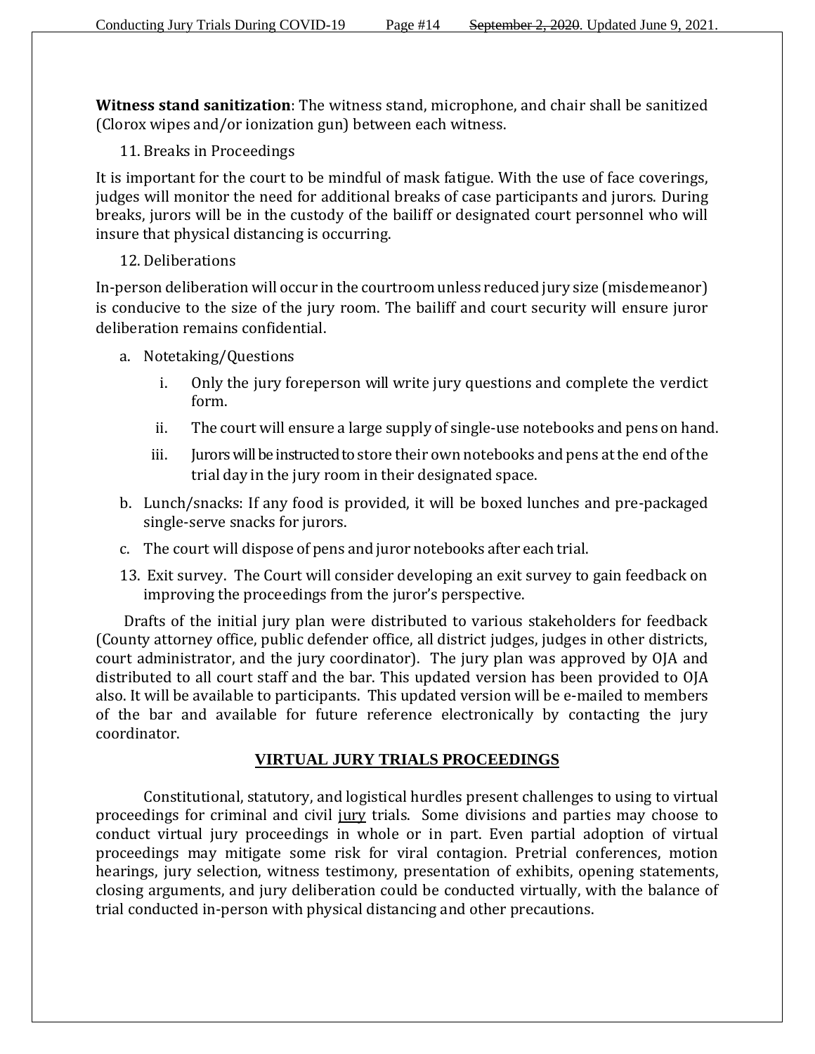**Witness stand sanitization**: The witness stand, microphone, and chair shall be sanitized (Clorox wipes and/or ionization gun) between each witness.

11. Breaks in Proceedings

It is important for the court to be mindful of mask fatigue. With the use of face coverings, judges will monitor the need for additional breaks of case participants and jurors. During breaks, jurors will be in the custody of the bailiff or designated court personnel who will insure that physical distancing is occurring.

12. Deliberations

In-person deliberation will occur in the courtroom unless reduced jury size (misdemeanor) is conducive to the size of the jury room. The bailiff and court security will ensure juror deliberation remains confidential.

a. Notetaking/Questions
   i. Only the jury foreperson will write jury questions and complete the verdict form.
   ii. The court will ensure a large supply of single-use notebooks and pens on hand.
   iii. Jurors will be instructed to store their own notebooks and pens at the end of the trial day in the jury room in their designated space.
b. Lunch/snacks: If any food is provided, it will be boxed lunches and pre-packaged single-serve snacks for jurors.
c. The court will dispose of pens and juror notebooks after each trial.

13. Exit survey. The Court will consider developing an exit survey to gain feedback on improving the proceedings from the juror's perspective.

Drafts of the initial jury plan were distributed to various stakeholders for feedback (County attorney office, public defender office, all district judges, judges in other districts, court administrator, and the jury coordinator). The jury plan was approved by OJA and distributed to all court staff and the bar. This updated version has been provided to OJA also. It will be available to participants. This updated version will be e-mailed to members of the bar and available for future reference electronically by contacting the jury coordinator.

## VIRTUAL JURY TRIALS PROCEEDINGS

Constitutional, statutory, and logistical hurdles present challenges to using to virtual proceedings for criminal and civil jury trials. Some divisions and parties may choose to conduct virtual jury proceedings in whole or in part. Even partial adoption of virtual proceedings may mitigate some risk for viral contagion. Pretrial conferences, motion hearings, jury selection, witness testimony, presentation of exhibits, opening statements, closing arguments, and jury deliberation could be conducted virtually, with the balance of trial conducted in-person with physical distancing and other precautions.